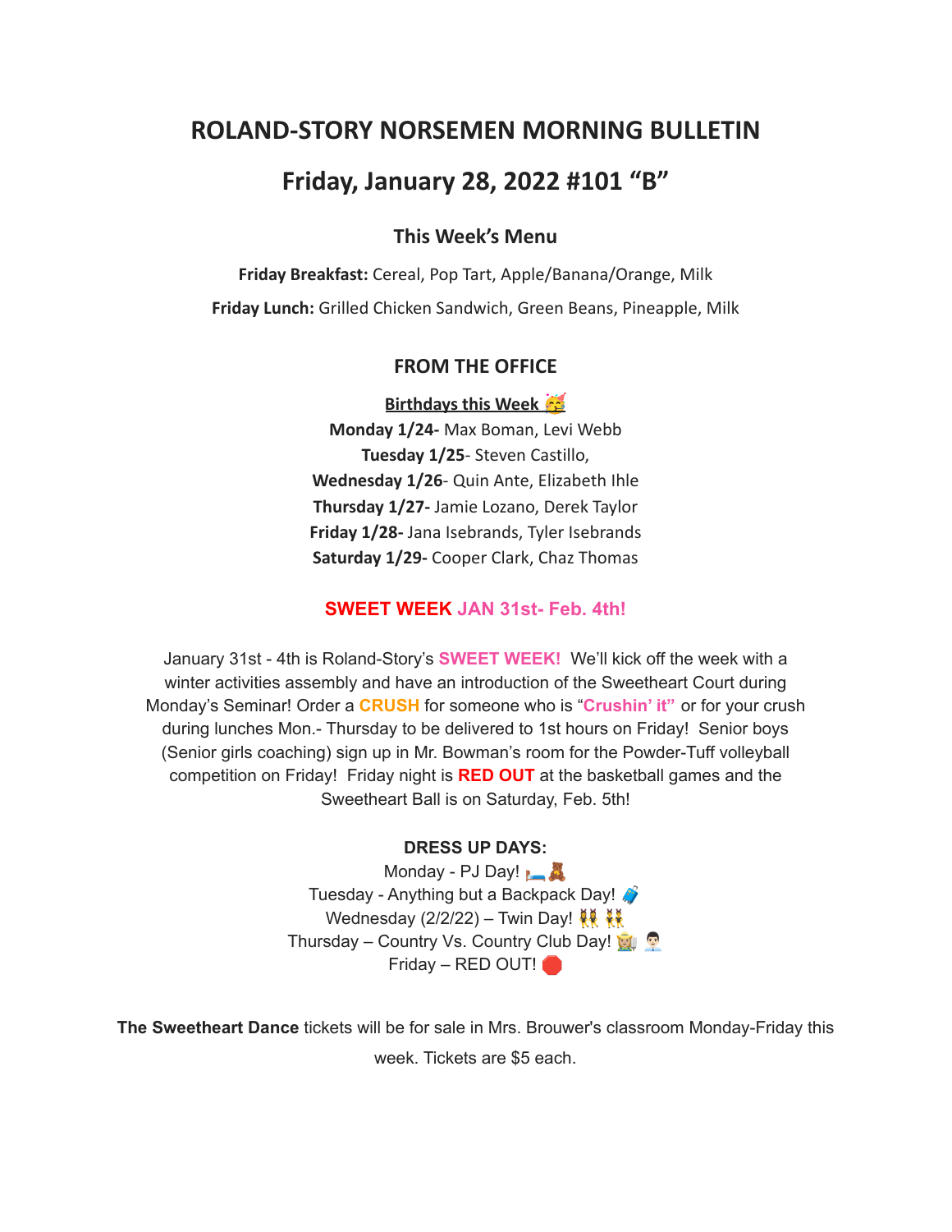# ROLAND-STORY NORSEMEN MORNING BULLETIN

## Friday, January 28, 2022 #101 "B"

### This Week's Menu

**Friday Breakfast:** Cereal, Pop Tart, Apple/Banana/Orange, Milk

**Friday Lunch:** Grilled Chicken Sandwich, Green Beans, Pineapple, Milk

### FROM THE OFFICE

**Birthdays this Week** 🥳

**Monday 1/24-** Max Boman, Levi Webb
**Tuesday 1/25**- Steven Castillo,
**Wednesday 1/26**- Quin Ante, Elizabeth Ihle
**Thursday 1/27-** Jamie Lozano, Derek Taylor
**Friday 1/28-** Jana Isebrands, Tyler Isebrands
**Saturday 1/29-** Cooper Clark, Chaz Thomas

### SWEET WEEK JAN 31st- Feb. 4th!

January 31st - 4th is Roland-Story's **SWEET WEEK!** We'll kick off the week with a winter activities assembly and have an introduction of the Sweetheart Court during Monday's Seminar! Order a **CRUSH** for someone who is "**Crushin' it"** or for your crush during lunches Mon.- Thursday to be delivered to 1st hours on Friday! Senior boys (Senior girls coaching) sign up in Mr. Bowman's room for the Powder-Tuff volleyball competition on Friday! Friday night is **RED OUT** at the basketball games and the Sweetheart Ball is on Saturday, Feb. 5th!

**DRESS UP DAYS:**
Monday - PJ Day! 🛏️🧸
Tuesday - Anything but a Backpack Day! 🧳
Wednesday (2/2/22) – Twin Day! 👯 👯
Thursday – Country Vs. Country Club Day! 👩‍🌾 👨‍💼
Friday – RED OUT! 🛑

**The Sweetheart Dance** tickets will be for sale in Mrs. Brouwer's classroom Monday-Friday this week. Tickets are $5 each.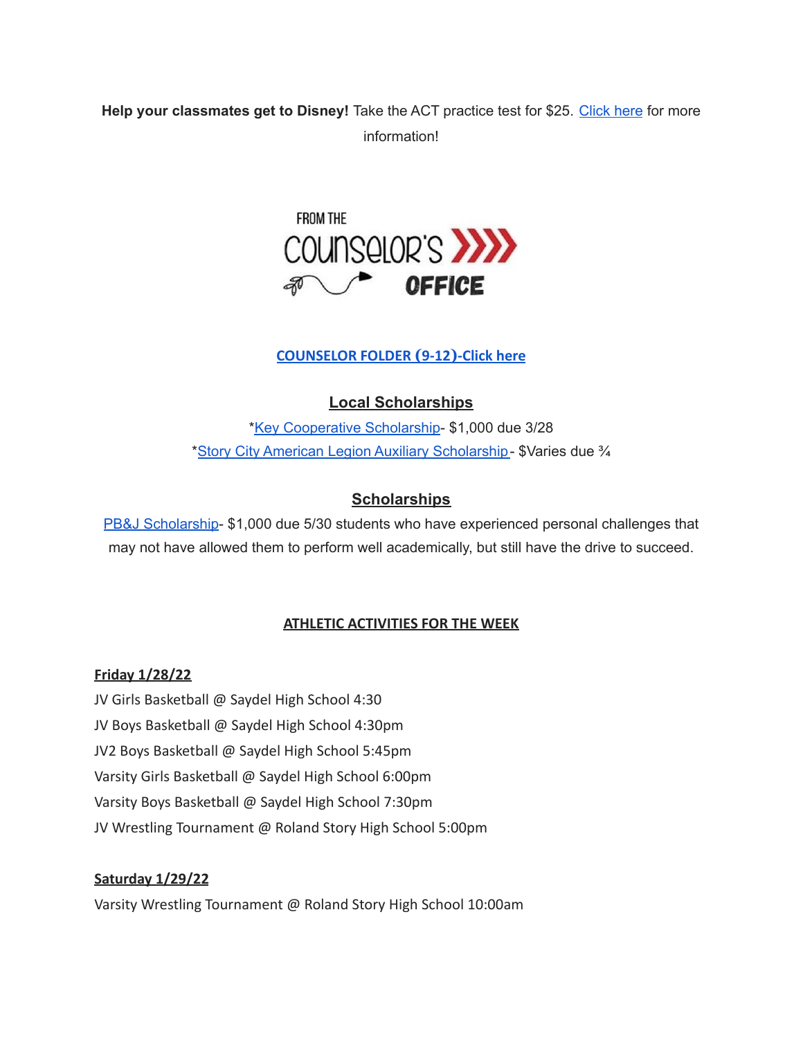**Help your classmates get to Disney!** Take the ACT practice test for $25. Click here for more information!

FROM THE COUNSELOR'S OFFICE

**COUNSELOR FOLDER (9-12)-Click here**

## Local Scholarships

*Key Cooperative Scholarship- $1,000 due 3/28

*Story City American Legion Auxiliary Scholarship- $Varies due ¾

## Scholarships

PB&J Scholarship- $1,000 due 5/30 students who have experienced personal challenges that may not have allowed them to perform well academically, but still have the drive to succeed.

## ATHLETIC ACTIVITIES FOR THE WEEK

**Friday 1/28/22**

JV Girls Basketball @ Saydel High School 4:30

JV Boys Basketball @ Saydel High School 4:30pm

JV2 Boys Basketball @ Saydel High School 5:45pm

Varsity Girls Basketball @ Saydel High School 6:00pm

Varsity Boys Basketball @ Saydel High School 7:30pm

JV Wrestling Tournament @ Roland Story High School 5:00pm

**Saturday 1/29/22**

Varsity Wrestling Tournament @ Roland Story High School 10:00am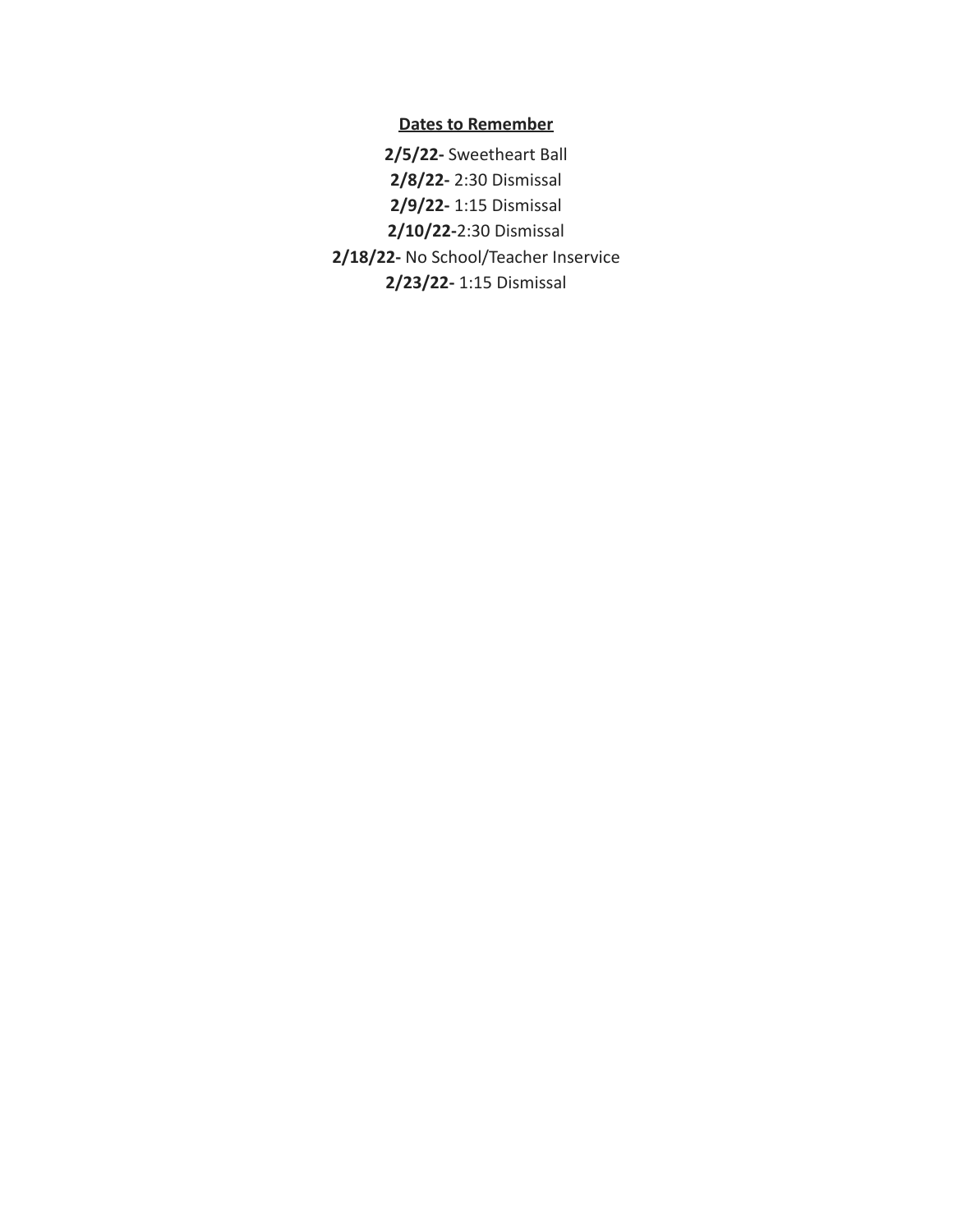**Dates to Remember**

**2/5/22-** Sweetheart Ball

**2/8/22-** 2:30 Dismissal

**2/9/22-** 1:15 Dismissal

**2/10/22-**2:30 Dismissal

**2/18/22-** No School/Teacher Inservice

**2/23/22-** 1:15 Dismissal